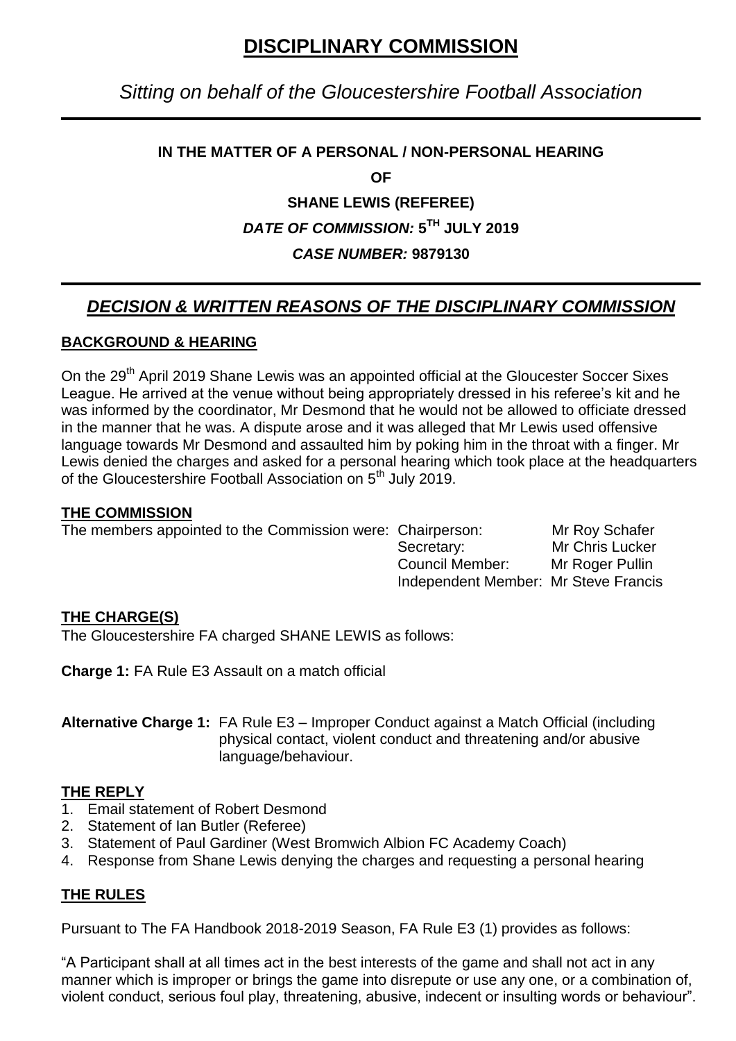# DISCIPLINARY COMMISSION

*Sitting on behalf of the Gloucestershire Football Association*

**IN THE MATTER OF A PERSONAL / NON-PERSONAL HEARING**

**OF**

**SHANE LEWIS (REFEREE)**

***DATE OF COMMISSION:* 5TH JULY 2019**

***CASE NUMBER:* 9879130**

## *DECISION & WRITTEN REASONS OF THE DISCIPLINARY COMMISSION*

### BACKGROUND & HEARING

On the 29th April 2019 Shane Lewis was an appointed official at the Gloucester Soccer Sixes League. He arrived at the venue without being appropriately dressed in his referee's kit and he was informed by the coordinator, Mr Desmond that he would not be allowed to officiate dressed in the manner that he was. A dispute arose and it was alleged that Mr Lewis used offensive language towards Mr Desmond and assaulted him by poking him in the throat with a finger. Mr Lewis denied the charges and asked for a personal hearing which took place at the headquarters of the Gloucestershire Football Association on 5th July 2019.

### THE COMMISSION

The members appointed to the Commission were:

| | |
|---|---|
| Chairperson: | Mr Roy Schafer |
| Secretary: | Mr Chris Lucker |
| Council Member: | Mr Roger Pullin |
| Independent Member: | Mr Steve Francis |

### THE CHARGE(S)

The Gloucestershire FA charged SHANE LEWIS as follows:

**Charge 1:** FA Rule E3 Assault on a match official

**Alternative Charge 1:** FA Rule E3 – Improper Conduct against a Match Official (including physical contact, violent conduct and threatening and/or abusive language/behaviour.

### THE REPLY

1. Email statement of Robert Desmond
2. Statement of Ian Butler (Referee)
3. Statement of Paul Gardiner (West Bromwich Albion FC Academy Coach)
4. Response from Shane Lewis denying the charges and requesting a personal hearing

### THE RULES

Pursuant to The FA Handbook 2018-2019 Season, FA Rule E3 (1) provides as follows:

"A Participant shall at all times act in the best interests of the game and shall not act in any manner which is improper or brings the game into disrepute or use any one, or a combination of, violent conduct, serious foul play, threatening, abusive, indecent or insulting words or behaviour".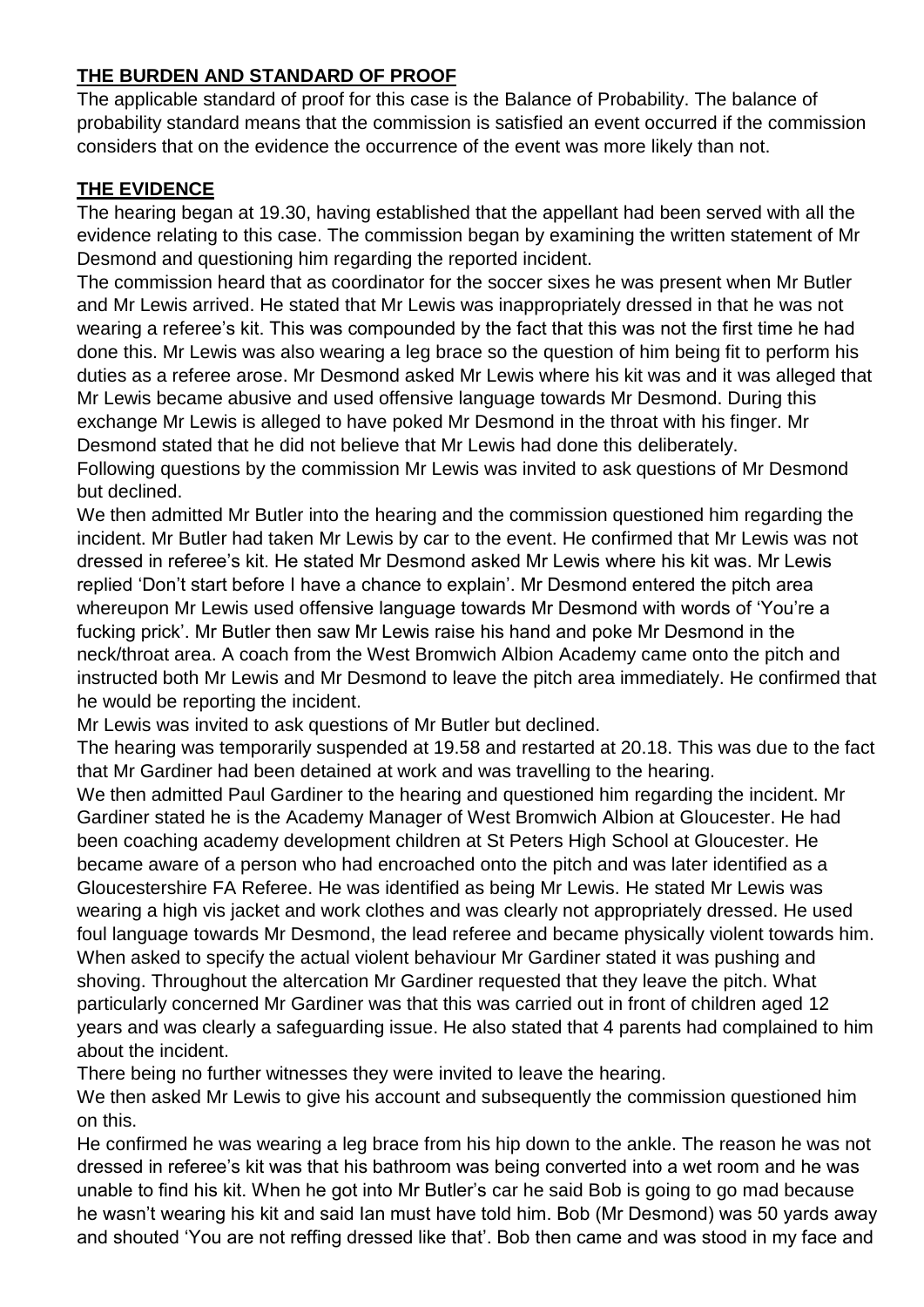## THE BURDEN AND STANDARD OF PROOF

The applicable standard of proof for this case is the Balance of Probability. The balance of probability standard means that the commission is satisfied an event occurred if the commission considers that on the evidence the occurrence of the event was more likely than not.

## THE EVIDENCE

The hearing began at 19.30, having established that the appellant had been served with all the evidence relating to this case. The commission began by examining the written statement of Mr Desmond and questioning him regarding the reported incident.

The commission heard that as coordinator for the soccer sixes he was present when Mr Butler and Mr Lewis arrived. He stated that Mr Lewis was inappropriately dressed in that he was not wearing a referee's kit. This was compounded by the fact that this was not the first time he had done this. Mr Lewis was also wearing a leg brace so the question of him being fit to perform his duties as a referee arose. Mr Desmond asked Mr Lewis where his kit was and it was alleged that Mr Lewis became abusive and used offensive language towards Mr Desmond. During this exchange Mr Lewis is alleged to have poked Mr Desmond in the throat with his finger. Mr Desmond stated that he did not believe that Mr Lewis had done this deliberately.

Following questions by the commission Mr Lewis was invited to ask questions of Mr Desmond but declined.

We then admitted Mr Butler into the hearing and the commission questioned him regarding the incident. Mr Butler had taken Mr Lewis by car to the event. He confirmed that Mr Lewis was not dressed in referee's kit. He stated Mr Desmond asked Mr Lewis where his kit was. Mr Lewis replied 'Don't start before I have a chance to explain'. Mr Desmond entered the pitch area whereupon Mr Lewis used offensive language towards Mr Desmond with words of 'You're a fucking prick'. Mr Butler then saw Mr Lewis raise his hand and poke Mr Desmond in the neck/throat area. A coach from the West Bromwich Albion Academy came onto the pitch and instructed both Mr Lewis and Mr Desmond to leave the pitch area immediately. He confirmed that he would be reporting the incident.

Mr Lewis was invited to ask questions of Mr Butler but declined.

The hearing was temporarily suspended at 19.58 and restarted at 20.18. This was due to the fact that Mr Gardiner had been detained at work and was travelling to the hearing.

We then admitted Paul Gardiner to the hearing and questioned him regarding the incident. Mr Gardiner stated he is the Academy Manager of West Bromwich Albion at Gloucester. He had been coaching academy development children at St Peters High School at Gloucester. He became aware of a person who had encroached onto the pitch and was later identified as a Gloucestershire FA Referee. He was identified as being Mr Lewis. He stated Mr Lewis was wearing a high vis jacket and work clothes and was clearly not appropriately dressed. He used foul language towards Mr Desmond, the lead referee and became physically violent towards him. When asked to specify the actual violent behaviour Mr Gardiner stated it was pushing and shoving. Throughout the altercation Mr Gardiner requested that they leave the pitch. What particularly concerned Mr Gardiner was that this was carried out in front of children aged 12 years and was clearly a safeguarding issue. He also stated that 4 parents had complained to him about the incident.

There being no further witnesses they were invited to leave the hearing.

We then asked Mr Lewis to give his account and subsequently the commission questioned him on this.

He confirmed he was wearing a leg brace from his hip down to the ankle. The reason he was not dressed in referee's kit was that his bathroom was being converted into a wet room and he was unable to find his kit. When he got into Mr Butler's car he said Bob is going to go mad because he wasn't wearing his kit and said Ian must have told him. Bob (Mr Desmond) was 50 yards away and shouted 'You are not reffing dressed like that'. Bob then came and was stood in my face and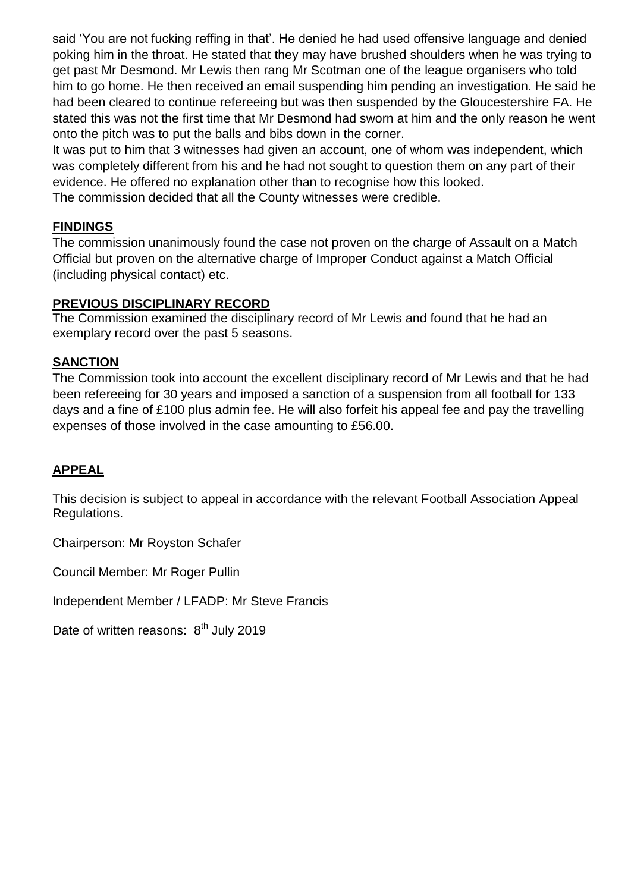said 'You are not fucking reffing in that'. He denied he had used offensive language and denied poking him in the throat. He stated that they may have brushed shoulders when he was trying to get past Mr Desmond. Mr Lewis then rang Mr Scotman one of the league organisers who told him to go home. He then received an email suspending him pending an investigation. He said he had been cleared to continue refereeing but was then suspended by the Gloucestershire FA. He stated this was not the first time that Mr Desmond had sworn at him and the only reason he went onto the pitch was to put the balls and bibs down in the corner.

It was put to him that 3 witnesses had given an account, one of whom was independent, which was completely different from his and he had not sought to question them on any part of their evidence. He offered no explanation other than to recognise how this looked.

The commission decided that all the County witnesses were credible.

## FINDINGS

The commission unanimously found the case not proven on the charge of Assault on a Match Official but proven on the alternative charge of Improper Conduct against a Match Official (including physical contact) etc.

## PREVIOUS DISCIPLINARY RECORD

The Commission examined the disciplinary record of Mr Lewis and found that he had an exemplary record over the past 5 seasons.

## SANCTION

The Commission took into account the excellent disciplinary record of Mr Lewis and that he had been refereeing for 30 years and imposed a sanction of a suspension from all football for 133 days and a fine of £100 plus admin fee. He will also forfeit his appeal fee and pay the travelling expenses of those involved in the case amounting to £56.00.

## APPEAL

This decision is subject to appeal in accordance with the relevant Football Association Appeal Regulations.

Chairperson: Mr Royston Schafer

Council Member: Mr Roger Pullin

Independent Member / LFADP: Mr Steve Francis

Date of written reasons: 8th July 2019